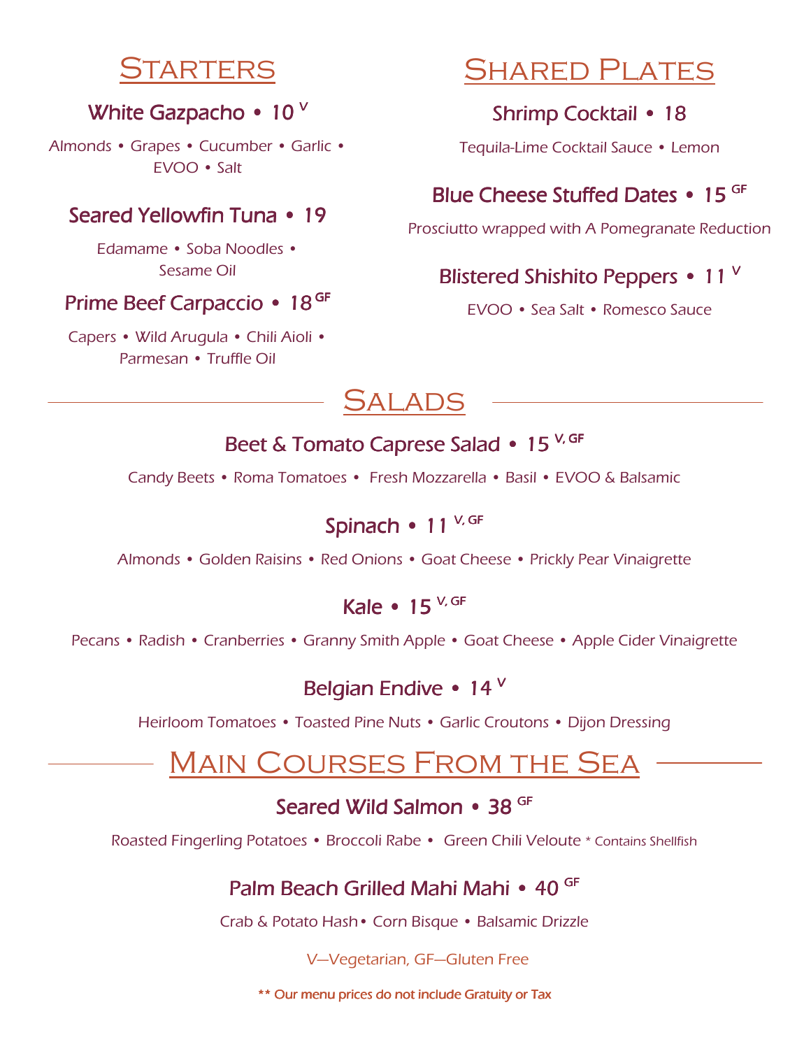## Starters

### White Gazpacho • 10 [V]

Almonds • Grapes • Cucumber • Garlic • EVOO • Salt

### Seared Yellowfin Tuna • 19

Edamame • Soba Noodles • Sesame Oil

### Prime Beef Carpaccio • 18 [GF]

Capers • Wild Arugula • Chili Aioli • Parmesan • Truffle Oil

## Shared Plates

### Shrimp Cocktail • 18

Tequila-Lime Cocktail Sauce • Lemon

### Blue Cheese Stuffed Dates • 15 [GF]

Prosciutto wrapped with A Pomegranate Reduction

### Blistered Shishito Peppers • 11 [V]

EVOO • Sea Salt • Romesco Sauce

## Salads

### Beet & Tomato Caprese Salad • 15 [V, GF]

Candy Beets • Roma Tomatoes • Fresh Mozzarella • Basil • EVOO & Balsamic

### Spinach • 11 [V, GF]

Almonds • Golden Raisins • Red Onions • Goat Cheese • Prickly Pear Vinaigrette

### Kale • 15 [V, GF]

Pecans • Radish • Cranberries • Granny Smith Apple • Goat Cheese • Apple Cider Vinaigrette

### Belgian Endive • 14 [V]

Heirloom Tomatoes • Toasted Pine Nuts • Garlic Croutons • Dijon Dressing

## Main Courses From the Sea

### Seared Wild Salmon • 38 [GF]

Roasted Fingerling Potatoes • Broccoli Rabe • Green Chili Veloute * Contains Shellfish

### Palm Beach Grilled Mahi Mahi • 40 [GF]

Crab & Potato Hash • Corn Bisque • Balsamic Drizzle

V—Vegetarian, GF—Gluten Free

** Our menu prices do not include Gratuity or Tax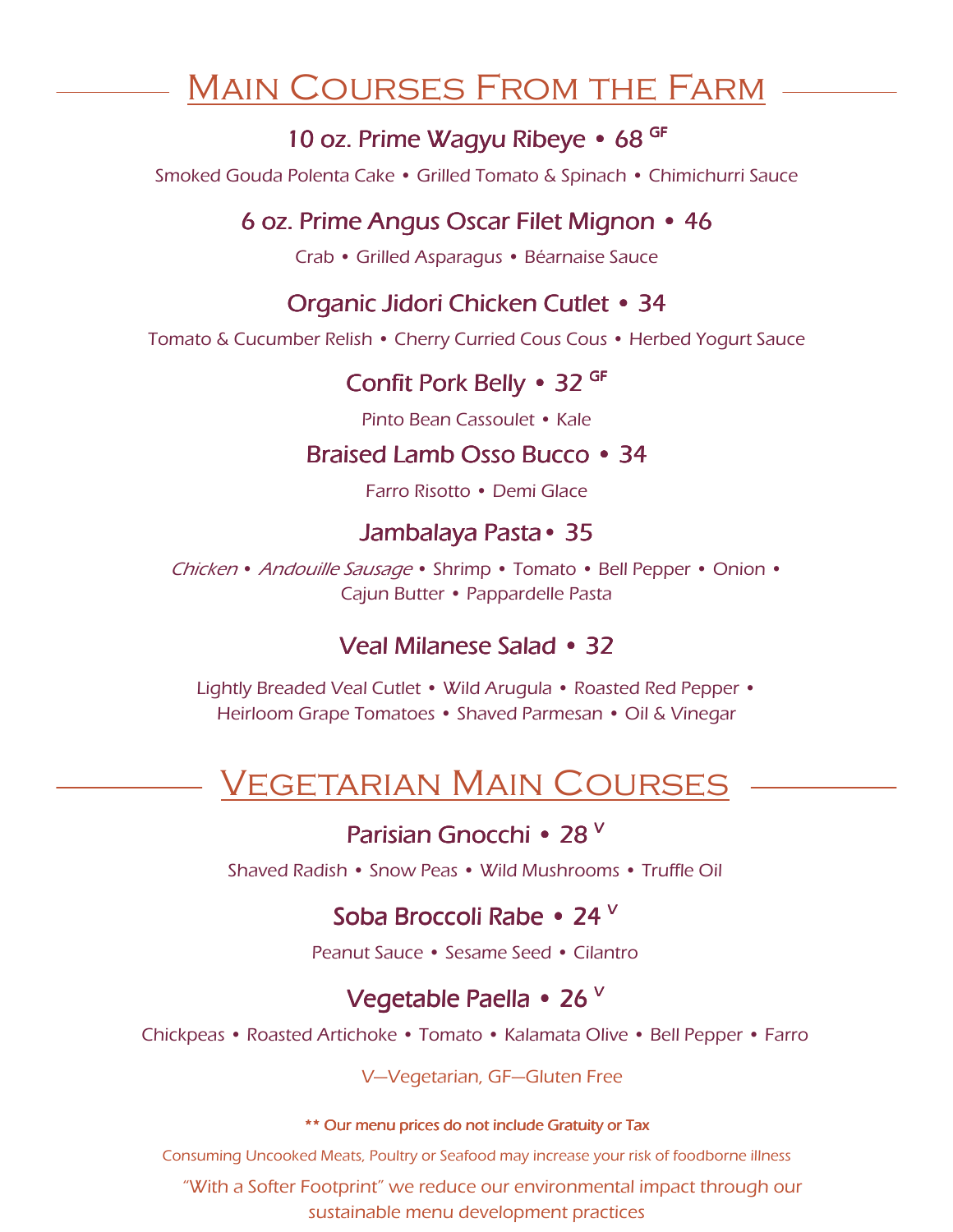## Main Courses From the Farm

### 10 oz. Prime Wagyu Ribeye • 68 GF

Smoked Gouda Polenta Cake • Grilled Tomato & Spinach • Chimichurri Sauce

### 6 oz. Prime Angus Oscar Filet Mignon • 46

Crab • Grilled Asparagus • Béarnaise Sauce

### Organic Jidori Chicken Cutlet • 34

Tomato & Cucumber Relish • Cherry Curried Cous Cous • Herbed Yogurt Sauce

### Confit Pork Belly • 32 GF

Pinto Bean Cassoulet • Kale

### Braised Lamb Osso Bucco • 34

Farro Risotto • Demi Glace

### Jambalaya Pasta • 35

*Chicken* • *Andouille Sausage* • Shrimp • Tomato • Bell Pepper • Onion • Cajun Butter • Pappardelle Pasta

### Veal Milanese Salad • 32

Lightly Breaded Veal Cutlet • Wild Arugula • Roasted Red Pepper • Heirloom Grape Tomatoes • Shaved Parmesan • Oil & Vinegar

## Vegetarian Main Courses

### Parisian Gnocchi • 28 V

Shaved Radish • Snow Peas • Wild Mushrooms • Truffle Oil

### Soba Broccoli Rabe • 24 V

Peanut Sauce • Sesame Seed • Cilantro

### Vegetable Paella • 26 V

Chickpeas • Roasted Artichoke • Tomato • Kalamata Olive • Bell Pepper • Farro

V—Vegetarian, GF—Gluten Free

** Our menu prices do not include Gratuity or Tax

Consuming Uncooked Meats, Poultry or Seafood may increase your risk of foodborne illness

"With a Softer Footprint" we reduce our environmental impact through our sustainable menu development practices